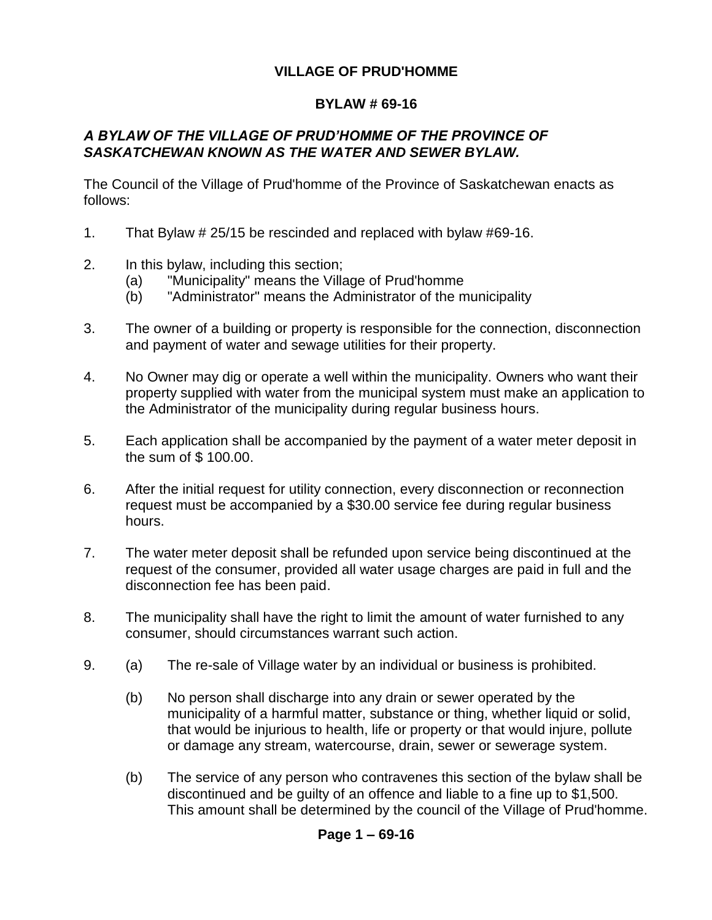# VILLAGE OF PRUD'HOMME

## BYLAW # 69-16

***A BYLAW OF THE VILLAGE OF PRUD'HOMME OF THE PROVINCE OF SASKATCHEWAN KNOWN AS THE WATER AND SEWER BYLAW.***

The Council of the Village of Prud'homme of the Province of Saskatchewan enacts as follows:

1. That Bylaw # 25/15 be rescinded and replaced with bylaw #69-16.

2. In this bylaw, including this section;
   (a) "Municipality" means the Village of Prud'homme
   (b) "Administrator" means the Administrator of the municipality

3. The owner of a building or property is responsible for the connection, disconnection and payment of water and sewage utilities for their property.

4. No Owner may dig or operate a well within the municipality. Owners who want their property supplied with water from the municipal system must make an application to the Administrator of the municipality during regular business hours.

5. Each application shall be accompanied by the payment of a water meter deposit in the sum of $ 100.00.

6. After the initial request for utility connection, every disconnection or reconnection request must be accompanied by a $30.00 service fee during regular business hours.

7. The water meter deposit shall be refunded upon service being discontinued at the request of the consumer, provided all water usage charges are paid in full and the disconnection fee has been paid.

8. The municipality shall have the right to limit the amount of water furnished to any consumer, should circumstances warrant such action.

9. (a) The re-sale of Village water by an individual or business is prohibited.

   (b) No person shall discharge into any drain or sewer operated by the municipality of a harmful matter, substance or thing, whether liquid or solid, that would be injurious to health, life or property or that would injure, pollute or damage any stream, watercourse, drain, sewer or sewerage system.

   (b) The service of any person who contravenes this section of the bylaw shall be discontinued and be guilty of an offence and liable to a fine up to $1,500. This amount shall be determined by the council of the Village of Prud'homme.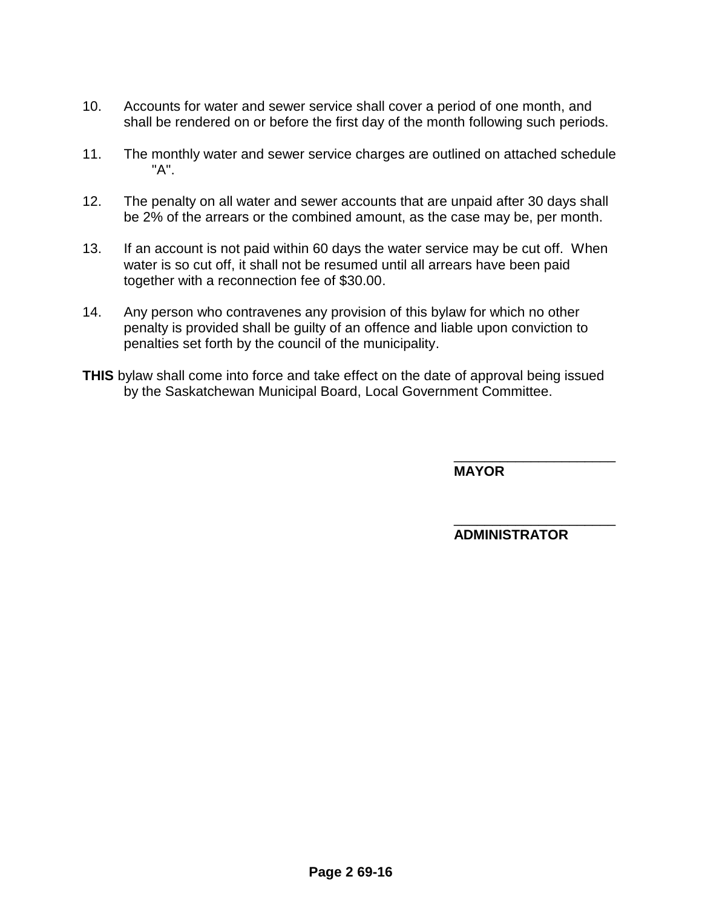10. Accounts for water and sewer service shall cover a period of one month, and shall be rendered on or before the first day of the month following such periods.

11. The monthly water and sewer service charges are outlined on attached schedule "A".

12. The penalty on all water and sewer accounts that are unpaid after 30 days shall be 2% of the arrears or the combined amount, as the case may be, per month.

13. If an account is not paid within 60 days the water service may be cut off. When water is so cut off, it shall not be resumed until all arrears have been paid together with a reconnection fee of $30.00.

14. Any person who contravenes any provision of this bylaw for which no other penalty is provided shall be guilty of an offence and liable upon conviction to penalties set forth by the council of the municipality.

**THIS** bylaw shall come into force and take effect on the date of approval being issued by the Saskatchewan Municipal Board, Local Government Committee.

______________________
**MAYOR**

______________________
**ADMINISTRATOR**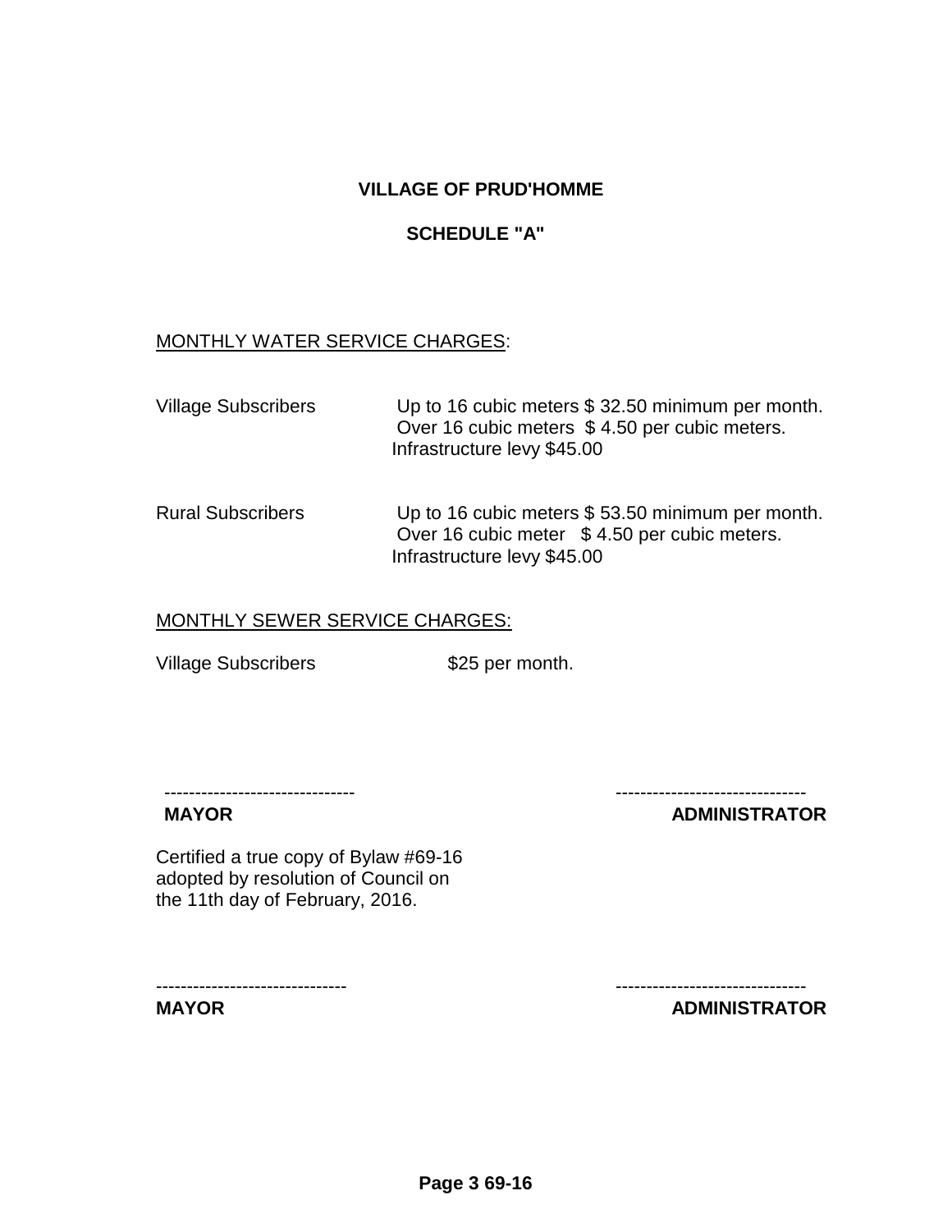**VILLAGE OF PRUD'HOMME**

**SCHEDULE "A"**

MONTHLY WATER SERVICE CHARGES:

| | |
|---|---|
| Village Subscribers | Up to 16 cubic meters $ 32.50 minimum per month.<br>Over 16 cubic meters $ 4.50 per cubic meters.<br>Infrastructure levy $45.00 |
| Rural Subscribers | Up to 16 cubic meters $ 53.50 minimum per month.<br>Over 16 cubic meter $ 4.50 per cubic meters.<br>Infrastructure levy $45.00 |

MONTHLY SEWER SERVICE CHARGES:

Village Subscribers $25 per month.

-------------------------------                                        -------------------------------
**MAYOR**                                                                    **ADMINISTRATOR**

Certified a true copy of Bylaw #69-16 adopted by resolution of Council on the 11th day of February, 2016.

-------------------------------                                        -------------------------------
**MAYOR**                                                                    **ADMINISTRATOR**